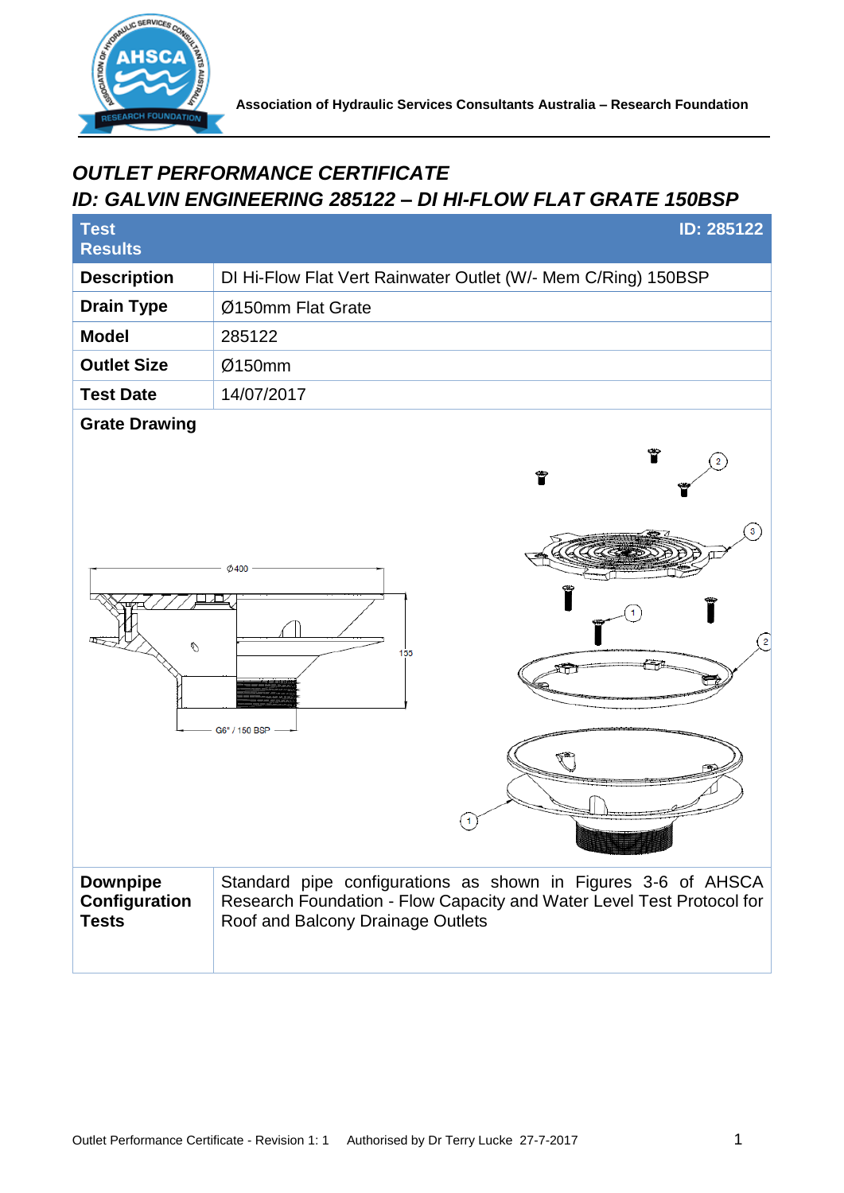Association of Hydraulic Services Consultants Australia – Research Foundation

## *OUTLET PERFORMANCE CERTIFICATE*
## *ID: GALVIN ENGINEERING 285122 – DI HI-FLOW FLAT GRATE 150BSP*

| Test Results | ID: 285122 |
|---|---|
| **Description** | DI Hi-Flow Flat Vert Rainwater Outlet (W/- Mem C/Ring) 150BSP |
| **Drain Type** | Ø150mm Flat Grate |
| **Model** | 285122 |
| **Outlet Size** | Ø150mm |
| **Test Date** | 14/07/2017 |
| **Grate Drawing** | |
| **Downpipe Configuration Tests** | Standard pipe configurations as shown in Figures 3-6 of AHSCA Research Foundation - Flow Capacity and Water Level Test Protocol for Roof and Balcony Drainage Outlets |

Outlet Performance Certificate - Revision 1: 1   Authorised by Dr Terry Lucke 27-7-2017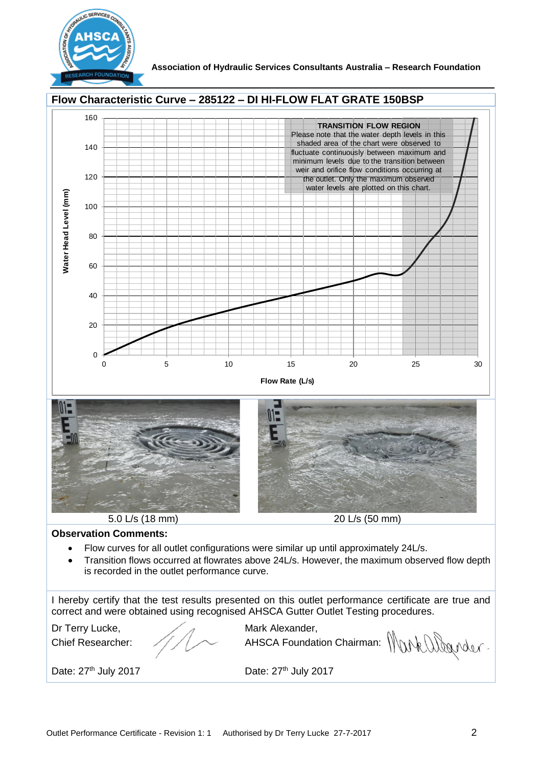Association of Hydraulic Services Consultants Australia – Research Foundation

## Flow Characteristic Curve – 285122 – DI HI-FLOW FLAT GRATE 150BSP

TRANSITION FLOW REGION
Please note that the water depth levels in this shaded area of the chart were observed to fluctuate continuously between maximum and minimum levels due to the transition between weir and orifice flow conditions occurring at the outlet. Only the maximum observed water levels are plotted on this chart.

Water Head Level (mm)

0
20
40
60
80
100
120
140
160

0
5
10
15
20
25
30

Flow Rate (L/s)

5.0 L/s (18 mm)

20 L/s (50 mm)

**Observation Comments:**

- Flow curves for all outlet configurations were similar up until approximately 24L/s.
- Transition flows occurred at flowrates above 24L/s. However, the maximum observed flow depth is recorded in the outlet performance curve.

I hereby certify that the test results presented on this outlet performance certificate are true and correct and were obtained using recognised AHSCA Gutter Outlet Testing procedures.

Dr Terry Lucke,
Chief Researcher:

Date: 27th July 2017

Mark Alexander,
AHSCA Foundation Chairman:

Date: 27th July 2017